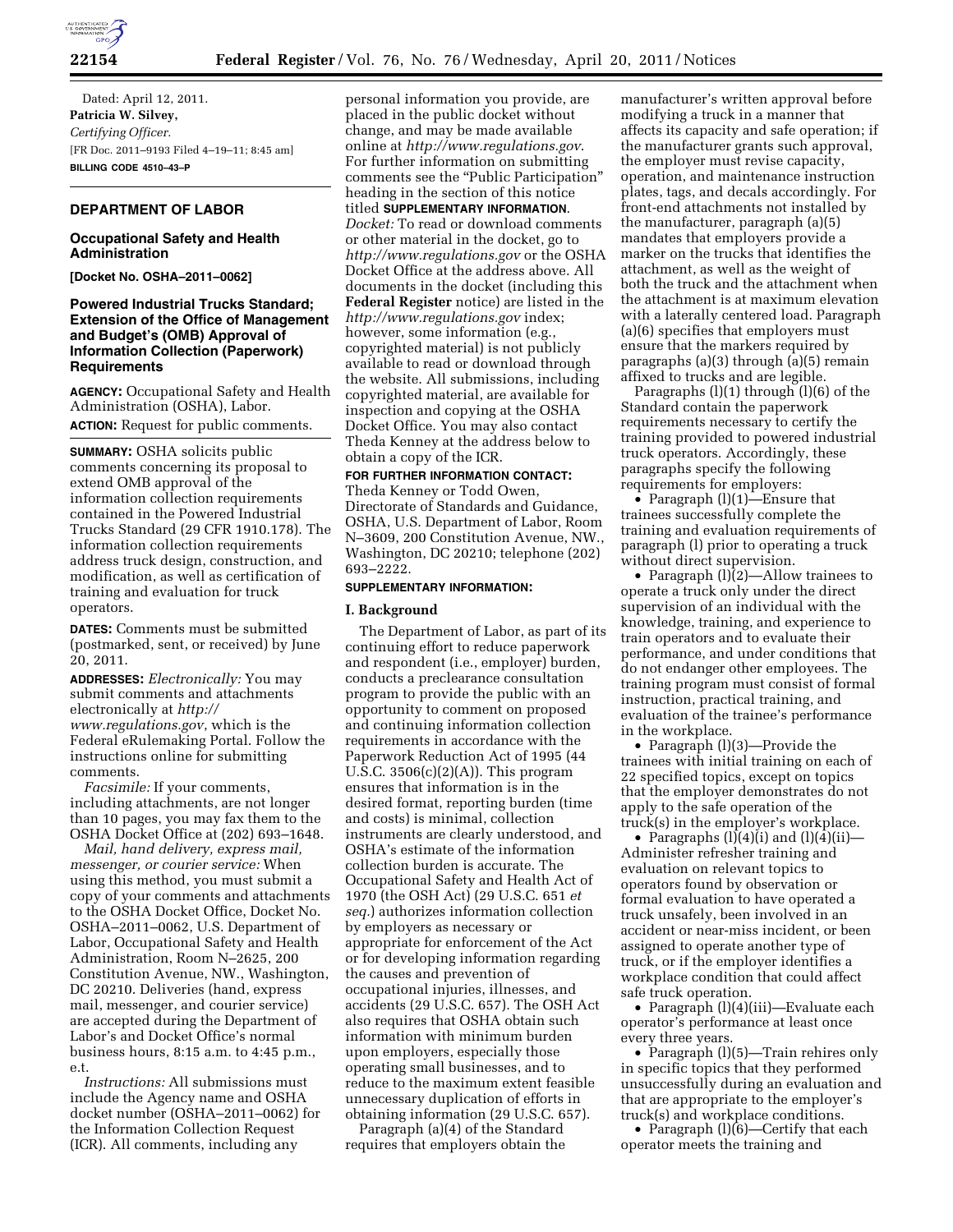Dated: April 12, 2011.

**Patricia W. Silvey,**

*Certifying Officer.*

[FR Doc. 2011–9193 Filed 4–19–11; 8:45 am]

**BILLING CODE 4510–43–P**

## DEPARTMENT OF LABOR

### Occupational Safety and Health Administration

**[Docket No. OSHA–2011–0062]**

### Powered Industrial Trucks Standard; Extension of the Office of Management and Budget's (OMB) Approval of Information Collection (Paperwork) Requirements

**AGENCY:** Occupational Safety and Health Administration (OSHA), Labor.

**ACTION:** Request for public comments.

**SUMMARY:** OSHA solicits public comments concerning its proposal to extend OMB approval of the information collection requirements contained in the Powered Industrial Trucks Standard (29 CFR 1910.178). The information collection requirements address truck design, construction, and modification, as well as certification of training and evaluation for truck operators.

**DATES:** Comments must be submitted (postmarked, sent, or received) by June 20, 2011.

**ADDRESSES:** *Electronically:* You may submit comments and attachments electronically at *http://www.regulations.gov*, which is the Federal eRulemaking Portal. Follow the instructions online for submitting comments.

*Facsimile:* If your comments, including attachments, are not longer than 10 pages, you may fax them to the OSHA Docket Office at (202) 693–1648.

*Mail, hand delivery, express mail, messenger, or courier service:* When using this method, you must submit a copy of your comments and attachments to the OSHA Docket Office, Docket No. OSHA–2011–0062, U.S. Department of Labor, Occupational Safety and Health Administration, Room N–2625, 200 Constitution Avenue, NW., Washington, DC 20210. Deliveries (hand, express mail, messenger, and courier service) are accepted during the Department of Labor's and Docket Office's normal business hours, 8:15 a.m. to 4:45 p.m., e.t.

*Instructions:* All submissions must include the Agency name and OSHA docket number (OSHA–2011–0062) for the Information Collection Request (ICR). All comments, including any personal information you provide, are placed in the public docket without change, and may be made available online at *http://www.regulations.gov*. For further information on submitting comments see the "Public Participation" heading in the section of this notice titled **SUPPLEMENTARY INFORMATION**.

*Docket:* To read or download comments or other material in the docket, go to *http://www.regulations.gov* or the OSHA Docket Office at the address above. All documents in the docket (including this **Federal Register** notice) are listed in the *http://www.regulations.gov* index; however, some information (e.g., copyrighted material) is not publicly available to read or download through the website. All submissions, including copyrighted material, are available for inspection and copying at the OSHA Docket Office. You may also contact Theda Kenney at the address below to obtain a copy of the ICR.

**FOR FURTHER INFORMATION CONTACT:** Theda Kenney or Todd Owen, Directorate of Standards and Guidance, OSHA, U.S. Department of Labor, Room N–3609, 200 Constitution Avenue, NW., Washington, DC 20210; telephone (202) 693–2222.

**SUPPLEMENTARY INFORMATION:**

**I. Background**

The Department of Labor, as part of its continuing effort to reduce paperwork and respondent (i.e., employer) burden, conducts a preclearance consultation program to provide the public with an opportunity to comment on proposed and continuing information collection requirements in accordance with the Paperwork Reduction Act of 1995 (44 U.S.C. 3506(c)(2)(A)). This program ensures that information is in the desired format, reporting burden (time and costs) is minimal, collection instruments are clearly understood, and OSHA's estimate of the information collection burden is accurate. The Occupational Safety and Health Act of 1970 (the OSH Act) (29 U.S.C. 651 *et seq.*) authorizes information collection by employers as necessary or appropriate for enforcement of the Act or for developing information regarding the causes and prevention of occupational injuries, illnesses, and accidents (29 U.S.C. 657). The OSH Act also requires that OSHA obtain such information with minimum burden upon employers, especially those operating small businesses, and to reduce to the maximum extent feasible unnecessary duplication of efforts in obtaining information (29 U.S.C. 657).

Paragraph (a)(4) of the Standard requires that employers obtain the manufacturer's written approval before modifying a truck in a manner that affects its capacity and safe operation; if the manufacturer grants such approval, the employer must revise capacity, operation, and maintenance instruction plates, tags, and decals accordingly. For front-end attachments not installed by the manufacturer, paragraph (a)(5) mandates that employers provide a marker on the trucks that identifies the attachment, as well as the weight of both the truck and the attachment when the attachment is at maximum elevation with a laterally centered load. Paragraph (a)(6) specifies that employers must ensure that the markers required by paragraphs (a)(3) through (a)(5) remain affixed to trucks and are legible.

Paragraphs (l)(1) through (l)(6) of the Standard contain the paperwork requirements necessary to certify the training provided to powered industrial truck operators. Accordingly, these paragraphs specify the following requirements for employers:

- Paragraph (l)(1)—Ensure that trainees successfully complete the training and evaluation requirements of paragraph (l) prior to operating a truck without direct supervision.
- Paragraph (l)(2)—Allow trainees to operate a truck only under the direct supervision of an individual with the knowledge, training, and experience to train operators and to evaluate their performance, and under conditions that do not endanger other employees. The training program must consist of formal instruction, practical training, and evaluation of the trainee's performance in the workplace.
- Paragraph (l)(3)—Provide the trainees with initial training on each of 22 specified topics, except on topics that the employer demonstrates do not apply to the safe operation of the truck(s) in the employer's workplace.
- Paragraphs (l)(4)(i) and (l)(4)(ii)—Administer refresher training and evaluation on relevant topics to operators found by observation or formal evaluation to have operated a truck unsafely, been involved in an accident or near-miss incident, or been assigned to operate another type of truck, or if the employer identifies a workplace condition that could affect safe truck operation.
- Paragraph (l)(4)(iii)—Evaluate each operator's performance at least once every three years.
- Paragraph (l)(5)—Train rehires only in specific topics that they performed unsuccessfully during an evaluation and that are appropriate to the employer's truck(s) and workplace conditions.
- Paragraph (l)(6)—Certify that each operator meets the training and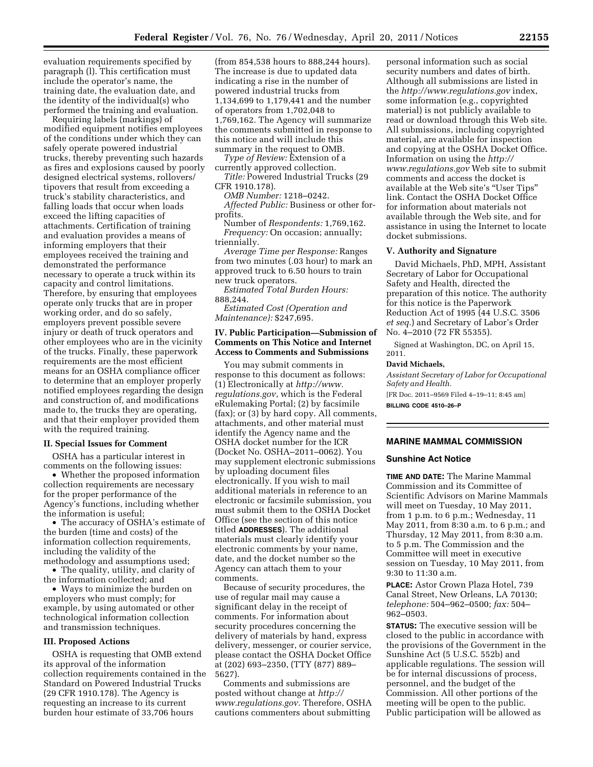evaluation requirements specified by paragraph (l). This certification must include the operator's name, the training date, the evaluation date, and the identity of the individual(s) who performed the training and evaluation.

Requiring labels (markings) of modified equipment notifies employees of the conditions under which they can safely operate powered industrial trucks, thereby preventing such hazards as fires and explosions caused by poorly designed electrical systems, rollovers/tipovers that result from exceeding a truck's stability characteristics, and falling loads that occur when loads exceed the lifting capacities of attachments. Certification of training and evaluation provides a means of informing employers that their employees received the training and demonstrated the performance necessary to operate a truck within its capacity and control limitations. Therefore, by ensuring that employees operate only trucks that are in proper working order, and do so safely, employers prevent possible severe injury or death of truck operators and other employees who are in the vicinity of the trucks. Finally, these paperwork requirements are the most efficient means for an OSHA compliance officer to determine that an employer properly notified employees regarding the design and construction of, and modifications made to, the trucks they are operating, and that their employer provided them with the required training.

## II. Special Issues for Comment

OSHA has a particular interest in comments on the following issues:

- Whether the proposed information collection requirements are necessary for the proper performance of the Agency's functions, including whether the information is useful;
- The accuracy of OSHA's estimate of the burden (time and costs) of the information collection requirements, including the validity of the methodology and assumptions used;
- The quality, utility, and clarity of the information collected; and
- Ways to minimize the burden on employers who must comply; for example, by using automated or other technological information collection and transmission techniques.

## III. Proposed Actions

OSHA is requesting that OMB extend its approval of the information collection requirements contained in the Standard on Powered Industrial Trucks (29 CFR 1910.178). The Agency is requesting an increase to its current burden hour estimate of 33,706 hours (from 854,538 hours to 888,244 hours). The increase is due to updated data indicating a rise in the number of powered industrial trucks from 1,134,699 to 1,179,441 and the number of operators from 1,702,048 to 1,769,162. The Agency will summarize the comments submitted in response to this notice and will include this summary in the request to OMB.

*Type of Review:* Extension of a currently approved collection.

*Title:* Powered Industrial Trucks (29 CFR 1910.178).

*OMB Number:* 1218–0242.

*Affected Public:* Business or other for-profits.

Number of *Respondents:* 1,769,162.

*Frequency:* On occasion; annually; triennially.

*Average Time per Response:* Ranges from two minutes (.03 hour) to mark an approved truck to 6.50 hours to train new truck operators.

*Estimated Total Burden Hours:* 888,244.

*Estimated Cost (Operation and Maintenance):* $247,695.

## IV. Public Participation—Submission of Comments on This Notice and Internet Access to Comments and Submissions

You may submit comments in response to this document as follows: (1) Electronically at *http://www.regulations.gov*, which is the Federal eRulemaking Portal; (2) by facsimile (fax); or (3) by hard copy. All comments, attachments, and other material must identify the Agency name and the OSHA docket number for the ICR (Docket No. OSHA–2011–0062). You may supplement electronic submissions by uploading document files electronically. If you wish to mail additional materials in reference to an electronic or facsimile submission, you must submit them to the OSHA Docket Office (see the section of this notice titled **ADDRESSES**). The additional materials must clearly identify your electronic comments by your name, date, and the docket number so the Agency can attach them to your comments.

Because of security procedures, the use of regular mail may cause a significant delay in the receipt of comments. For information about security procedures concerning the delivery of materials by hand, express delivery, messenger, or courier service, please contact the OSHA Docket Office at (202) 693–2350, (TTY (877) 889–5627).

Comments and submissions are posted without change at *http://www.regulations.gov.* Therefore, OSHA cautions commenters about submitting personal information such as social security numbers and dates of birth. Although all submissions are listed in the *http://www.regulations.gov* index, some information (e.g., copyrighted material) is not publicly available to read or download through this Web site. All submissions, including copyrighted material, are available for inspection and copying at the OSHA Docket Office. Information on using the *http://www.regulations.gov* Web site to submit comments and access the docket is available at the Web site's "User Tips" link. Contact the OSHA Docket Office for information about materials not available through the Web site, and for assistance in using the Internet to locate docket submissions.

## V. Authority and Signature

David Michaels, PhD, MPH, Assistant Secretary of Labor for Occupational Safety and Health, directed the preparation of this notice. The authority for this notice is the Paperwork Reduction Act of 1995 (44 U.S.C. 3506 *et seq.*) and Secretary of Labor's Order No. 4–2010 (72 FR 55355).

Signed at Washington, DC, on April 15, 2011.

**David Michaels,**

*Assistant Secretary of Labor for Occupational Safety and Health.*

[FR Doc. 2011–9569 Filed 4–19–11; 8:45 am]

**BILLING CODE 4510–26–P**

---

## MARINE MAMMAL COMMISSION

### Sunshine Act Notice

**TIME AND DATE:** The Marine Mammal Commission and its Committee of Scientific Advisors on Marine Mammals will meet on Tuesday, 10 May 2011, from 1 p.m. to 6 p.m.; Wednesday, 11 May 2011, from 8:30 a.m. to 6 p.m.; and Thursday, 12 May 2011, from 8:30 a.m. to 5 p.m. The Commission and the Committee will meet in executive session on Tuesday, 10 May 2011, from 9:30 to 11:30 a.m.

**PLACE:** Astor Crown Plaza Hotel, 739 Canal Street, New Orleans, LA 70130; *telephone:* 504–962–0500; *fax:* 504–962–0503.

**STATUS:** The executive session will be closed to the public in accordance with the provisions of the Government in the Sunshine Act (5 U.S.C. 552b) and applicable regulations. The session will be for internal discussions of process, personnel, and the budget of the Commission. All other portions of the meeting will be open to the public. Public participation will be allowed as